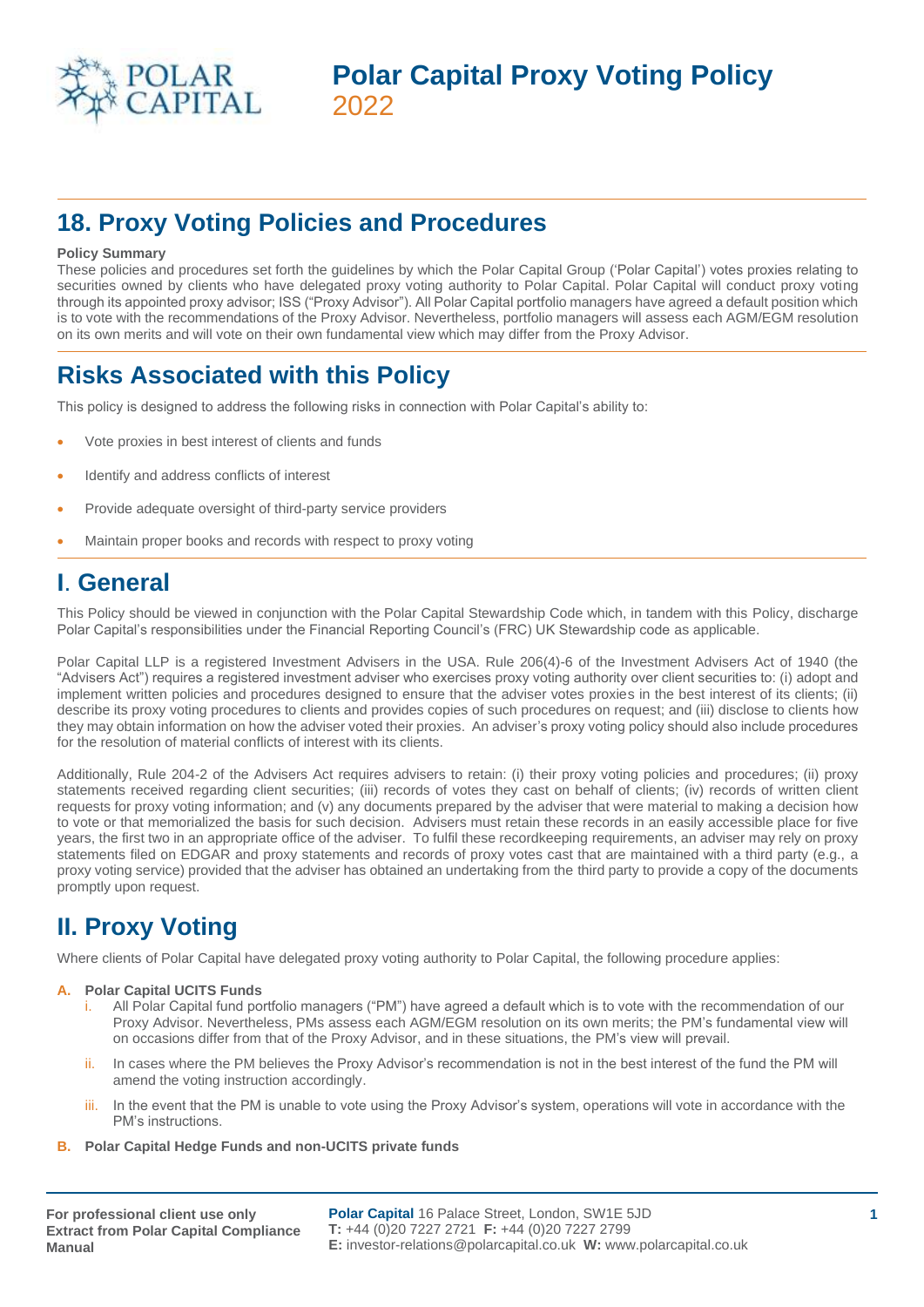# Polar Capital Proxy Voting Policy

2022

## 18. Proxy Voting Policies and Procedures

**Policy Summary**

These policies and procedures set forth the guidelines by which the Polar Capital Group ('Polar Capital') votes proxies relating to securities owned by clients who have delegated proxy voting authority to Polar Capital. Polar Capital will conduct proxy voting through its appointed proxy advisor; ISS ("Proxy Advisor"). All Polar Capital portfolio managers have agreed a default position which is to vote with the recommendations of the Proxy Advisor. Nevertheless, portfolio managers will assess each AGM/EGM resolution on its own merits and will vote on their own fundamental view which may differ from the Proxy Advisor.

## Risks Associated with this Policy

This policy is designed to address the following risks in connection with Polar Capital's ability to:

- Vote proxies in best interest of clients and funds
- Identify and address conflicts of interest
- Provide adequate oversight of third-party service providers
- Maintain proper books and records with respect to proxy voting

## I. General

This Policy should be viewed in conjunction with the Polar Capital Stewardship Code which, in tandem with this Policy, discharge Polar Capital's responsibilities under the Financial Reporting Council's (FRC) UK Stewardship code as applicable.

Polar Capital LLP is a registered Investment Advisers in the USA. Rule 206(4)-6 of the Investment Advisers Act of 1940 (the "Advisers Act") requires a registered investment adviser who exercises proxy voting authority over client securities to: (i) adopt and implement written policies and procedures designed to ensure that the adviser votes proxies in the best interest of its clients; (ii) describe its proxy voting procedures to clients and provides copies of such procedures on request; and (iii) disclose to clients how they may obtain information on how the adviser voted their proxies. An adviser's proxy voting policy should also include procedures for the resolution of material conflicts of interest with its clients.

Additionally, Rule 204-2 of the Advisers Act requires advisers to retain: (i) their proxy voting policies and procedures; (ii) proxy statements received regarding client securities; (iii) records of votes they cast on behalf of clients; (iv) records of written client requests for proxy voting information; and (v) any documents prepared by the adviser that were material to making a decision how to vote or that memorialized the basis for such decision. Advisers must retain these records in an easily accessible place for five years, the first two in an appropriate office of the adviser. To fulfil these recordkeeping requirements, an adviser may rely on proxy statements filed on EDGAR and proxy statements and records of proxy votes cast that are maintained with a third party (e.g., a proxy voting service) provided that the adviser has obtained an undertaking from the third party to provide a copy of the documents promptly upon request.

## II. Proxy Voting

Where clients of Polar Capital have delegated proxy voting authority to Polar Capital, the following procedure applies:

**A. Polar Capital UCITS Funds**

1. All Polar Capital fund portfolio managers ("PM") have agreed a default which is to vote with the recommendation of our Proxy Advisor. Nevertheless, PMs assess each AGM/EGM resolution on its own merits; the PM's fundamental view will on occasions differ from that of the Proxy Advisor, and in these situations, the PM's view will prevail.
2. In cases where the PM believes the Proxy Advisor's recommendation is not in the best interest of the fund the PM will amend the voting instruction accordingly.
3. In the event that the PM is unable to vote using the Proxy Advisor's system, operations will vote in accordance with the PM's instructions.

**B. Polar Capital Hedge Funds and non-UCITS private funds**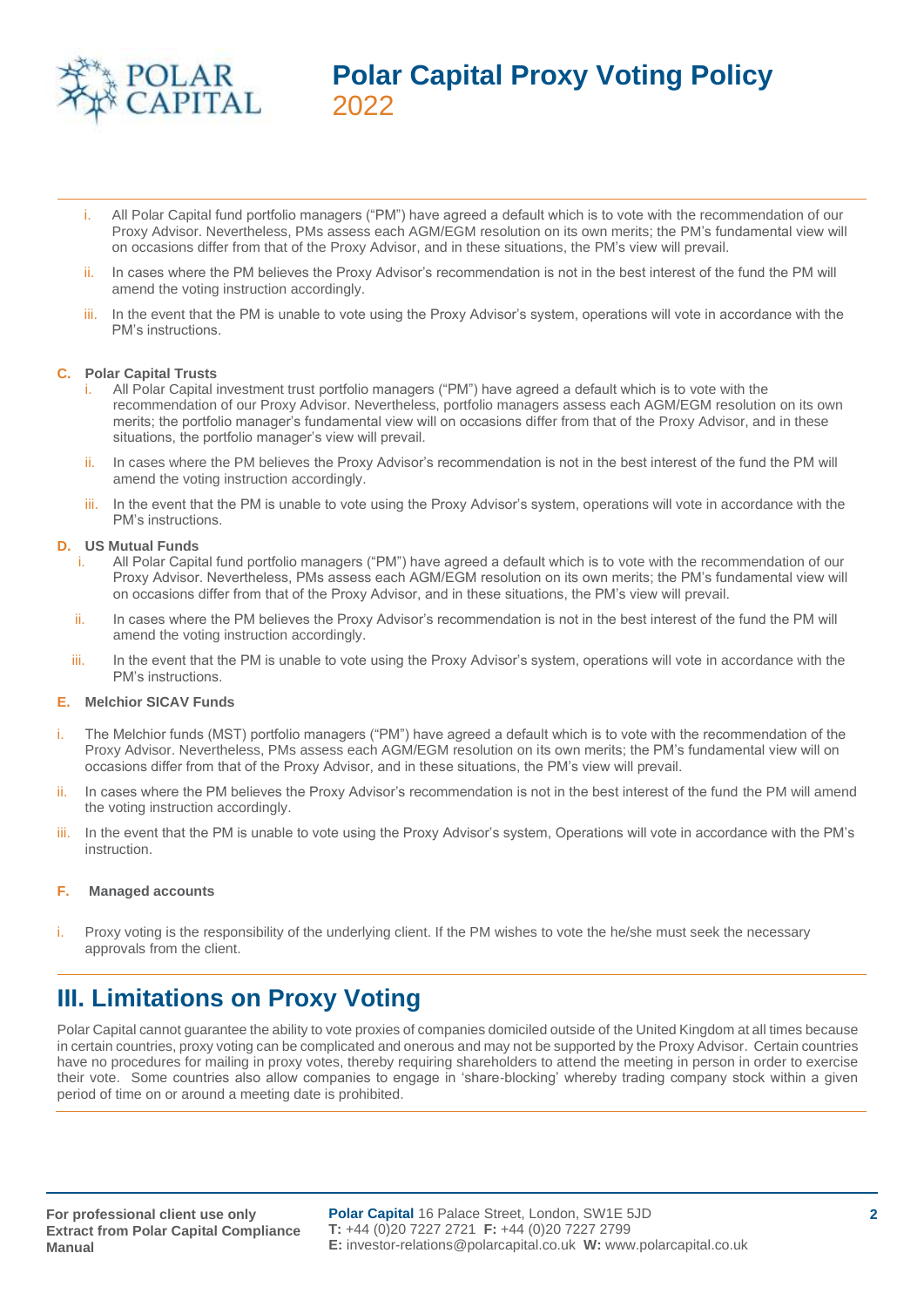i. All Polar Capital fund portfolio managers ("PM") have agreed a default which is to vote with the recommendation of our Proxy Advisor. Nevertheless, PMs assess each AGM/EGM resolution on its own merits; the PM's fundamental view will on occasions differ from that of the Proxy Advisor, and in these situations, the PM's view will prevail.

ii. In cases where the PM believes the Proxy Advisor's recommendation is not in the best interest of the fund the PM will amend the voting instruction accordingly.

iii. In the event that the PM is unable to vote using the Proxy Advisor's system, operations will vote in accordance with the PM's instructions.

**C. Polar Capital Trusts**

i. All Polar Capital investment trust portfolio managers ("PM") have agreed a default which is to vote with the recommendation of our Proxy Advisor. Nevertheless, portfolio managers assess each AGM/EGM resolution on its own merits; the portfolio manager's fundamental view will on occasions differ from that of the Proxy Advisor, and in these situations, the portfolio manager's view will prevail.

ii. In cases where the PM believes the Proxy Advisor's recommendation is not in the best interest of the fund the PM will amend the voting instruction accordingly.

iii. In the event that the PM is unable to vote using the Proxy Advisor's system, operations will vote in accordance with the PM's instructions.

**D. US Mutual Funds**

i. All Polar Capital fund portfolio managers ("PM") have agreed a default which is to vote with the recommendation of our Proxy Advisor. Nevertheless, PMs assess each AGM/EGM resolution on its own merits; the PM's fundamental view will on occasions differ from that of the Proxy Advisor, and in these situations, the PM's view will prevail.

ii. In cases where the PM believes the Proxy Advisor's recommendation is not in the best interest of the fund the PM will amend the voting instruction accordingly.

iii. In the event that the PM is unable to vote using the Proxy Advisor's system, operations will vote in accordance with the PM's instructions.

**E. Melchior SICAV Funds**

i. The Melchior funds (MST) portfolio managers ("PM") have agreed a default which is to vote with the recommendation of the Proxy Advisor. Nevertheless, PMs assess each AGM/EGM resolution on its own merits; the PM's fundamental view will on occasions differ from that of the Proxy Advisor, and in these situations, the PM's view will prevail.

ii. In cases where the PM believes the Proxy Advisor's recommendation is not in the best interest of the fund the PM will amend the voting instruction accordingly.

iii. In the event that the PM is unable to vote using the Proxy Advisor's system, Operations will vote in accordance with the PM's instruction.

**F. Managed accounts**

i. Proxy voting is the responsibility of the underlying client. If the PM wishes to vote the he/she must seek the necessary approvals from the client.

## III. Limitations on Proxy Voting

Polar Capital cannot guarantee the ability to vote proxies of companies domiciled outside of the United Kingdom at all times because in certain countries, proxy voting can be complicated and onerous and may not be supported by the Proxy Advisor. Certain countries have no procedures for mailing in proxy votes, thereby requiring shareholders to attend the meeting in person in order to exercise their vote. Some countries also allow companies to engage in 'share-blocking' whereby trading company stock within a given period of time on or around a meeting date is prohibited.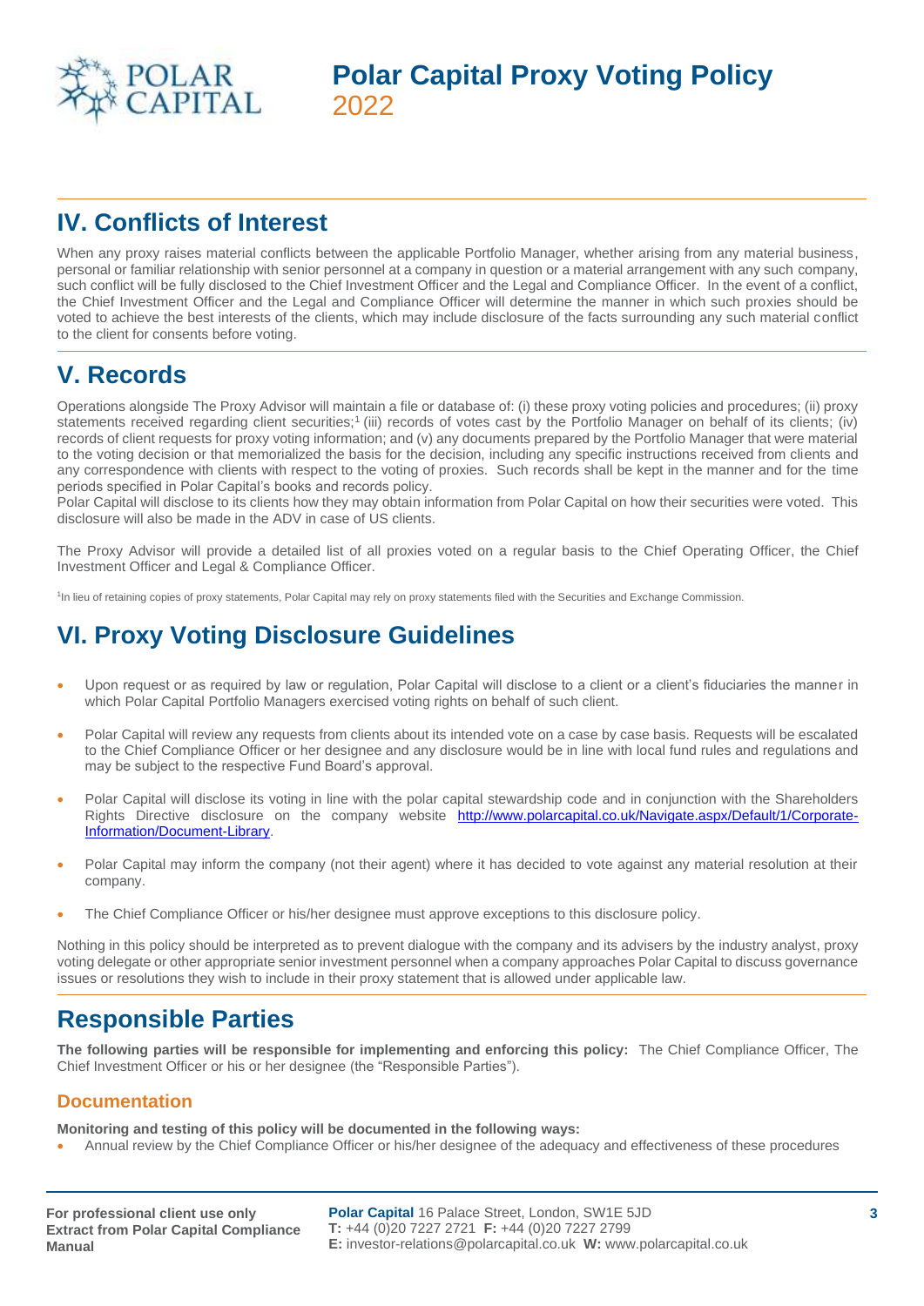# Polar Capital Proxy Voting Policy
2022

## IV. Conflicts of Interest

When any proxy raises material conflicts between the applicable Portfolio Manager, whether arising from any material business, personal or familiar relationship with senior personnel at a company in question or a material arrangement with any such company, such conflict will be fully disclosed to the Chief Investment Officer and the Legal and Compliance Officer. In the event of a conflict, the Chief Investment Officer and the Legal and Compliance Officer will determine the manner in which such proxies should be voted to achieve the best interests of the clients, which may include disclosure of the facts surrounding any such material conflict to the client for consents before voting.

## V. Records

Operations alongside The Proxy Advisor will maintain a file or database of: (i) these proxy voting policies and procedures; (ii) proxy statements received regarding client securities;[1] (iii) records of votes cast by the Portfolio Manager on behalf of its clients; (iv) records of client requests for proxy voting information; and (v) any documents prepared by the Portfolio Manager that were material to the voting decision or that memorialized the basis for the decision, including any specific instructions received from clients and any correspondence with clients with respect to the voting of proxies. Such records shall be kept in the manner and for the time periods specified in Polar Capital's books and records policy.
Polar Capital will disclose to its clients how they may obtain information from Polar Capital on how their securities were voted. This disclosure will also be made in the ADV in case of US clients.

The Proxy Advisor will provide a detailed list of all proxies voted on a regular basis to the Chief Operating Officer, the Chief Investment Officer and Legal & Compliance Officer.

[1]In lieu of retaining copies of proxy statements, Polar Capital may rely on proxy statements filed with the Securities and Exchange Commission.

## VI. Proxy Voting Disclosure Guidelines

- Upon request or as required by law or regulation, Polar Capital will disclose to a client or a client's fiduciaries the manner in which Polar Capital Portfolio Managers exercised voting rights on behalf of such client.

- Polar Capital will review any requests from clients about its intended vote on a case by case basis. Requests will be escalated to the Chief Compliance Officer or her designee and any disclosure would be in line with local fund rules and regulations and may be subject to the respective Fund Board's approval.

- Polar Capital will disclose its voting in line with the polar capital stewardship code and in conjunction with the Shareholders Rights Directive disclosure on the company website [http://www.polarcapital.co.uk/Navigate.aspx/Default/1/Corporate-Information/Document-Library](http://www.polarcapital.co.uk/Navigate.aspx/Default/1/Corporate-Information/Document-Library).

- Polar Capital may inform the company (not their agent) where it has decided to vote against any material resolution at their company.

- The Chief Compliance Officer or his/her designee must approve exceptions to this disclosure policy.

Nothing in this policy should be interpreted as to prevent dialogue with the company and its advisers by the industry analyst, proxy voting delegate or other appropriate senior investment personnel when a company approaches Polar Capital to discuss governance issues or resolutions they wish to include in their proxy statement that is allowed under applicable law.

## Responsible Parties

**The following parties will be responsible for implementing and enforcing this policy:** The Chief Compliance Officer, The Chief Investment Officer or his or her designee (the "Responsible Parties").

### Documentation

**Monitoring and testing of this policy will be documented in the following ways:**

- Annual review by the Chief Compliance Officer or his/her designee of the adequacy and effectiveness of these procedures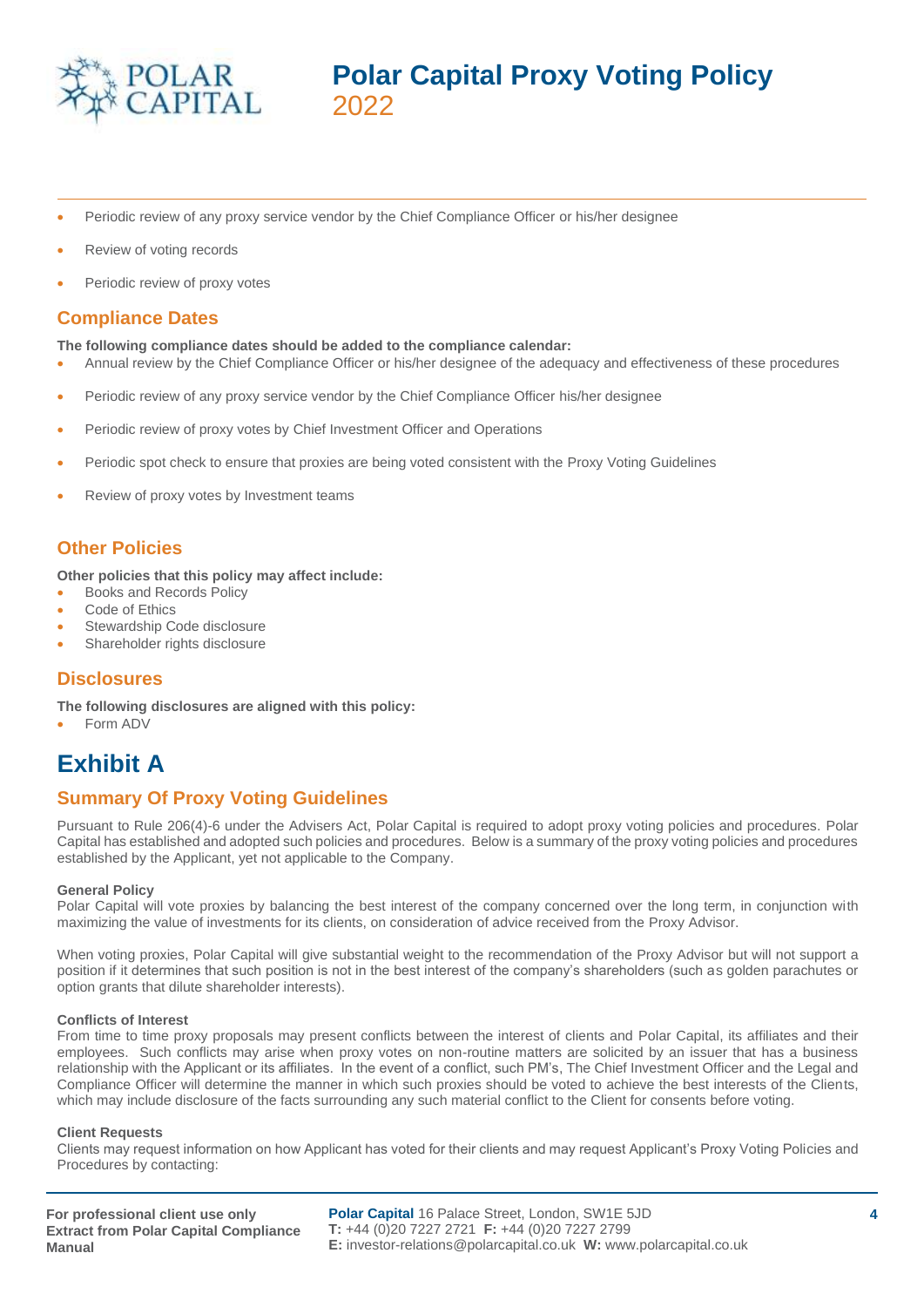- Periodic review of any proxy service vendor by the Chief Compliance Officer or his/her designee
- Review of voting records
- Periodic review of proxy votes

## Compliance Dates

**The following compliance dates should be added to the compliance calendar:**

- Annual review by the Chief Compliance Officer or his/her designee of the adequacy and effectiveness of these procedures
- Periodic review of any proxy service vendor by the Chief Compliance Officer his/her designee
- Periodic review of proxy votes by Chief Investment Officer and Operations
- Periodic spot check to ensure that proxies are being voted consistent with the Proxy Voting Guidelines
- Review of proxy votes by Investment teams

## Other Policies

**Other policies that this policy may affect include:**

- Books and Records Policy
- Code of Ethics
- Stewardship Code disclosure
- Shareholder rights disclosure

## Disclosures

**The following disclosures are aligned with this policy:**

- Form ADV

# Exhibit A

## Summary Of Proxy Voting Guidelines

Pursuant to Rule 206(4)-6 under the Advisers Act, Polar Capital is required to adopt proxy voting policies and procedures. Polar Capital has established and adopted such policies and procedures. Below is a summary of the proxy voting policies and procedures established by the Applicant, yet not applicable to the Company.

**General Policy**
Polar Capital will vote proxies by balancing the best interest of the company concerned over the long term, in conjunction with maximizing the value of investments for its clients, on consideration of advice received from the Proxy Advisor.

When voting proxies, Polar Capital will give substantial weight to the recommendation of the Proxy Advisor but will not support a position if it determines that such position is not in the best interest of the company's shareholders (such as golden parachutes or option grants that dilute shareholder interests).

**Conflicts of Interest**
From time to time proxy proposals may present conflicts between the interest of clients and Polar Capital, its affiliates and their employees. Such conflicts may arise when proxy votes on non-routine matters are solicited by an issuer that has a business relationship with the Applicant or its affiliates. In the event of a conflict, such PM's, The Chief Investment Officer and the Legal and Compliance Officer will determine the manner in which such proxies should be voted to achieve the best interests of the Clients, which may include disclosure of the facts surrounding any such material conflict to the Client for consents before voting.

**Client Requests**
Clients may request information on how Applicant has voted for their clients and may request Applicant's Proxy Voting Policies and Procedures by contacting: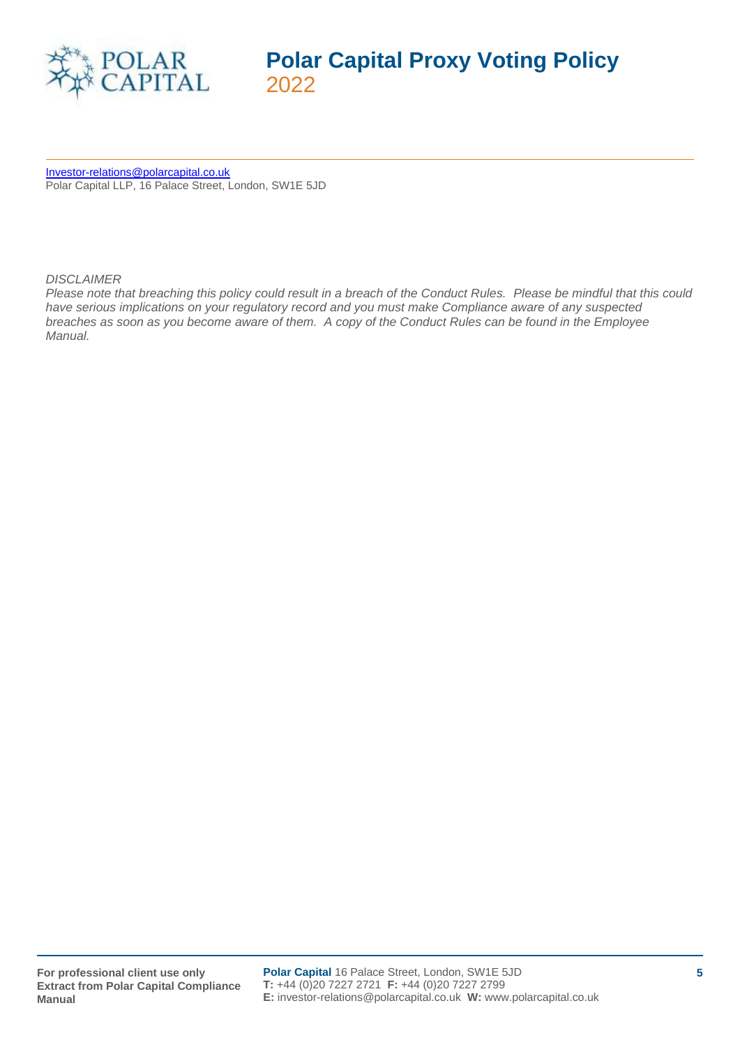# Polar Capital Proxy Voting Policy
2022

Investor-relations@polarcapital.co.uk
Polar Capital LLP, 16 Palace Street, London, SW1E 5JD

*DISCLAIMER*
*Please note that breaching this policy could result in a breach of the Conduct Rules. Please be mindful that this could have serious implications on your regulatory record and you must make Compliance aware of any suspected breaches as soon as you become aware of them. A copy of the Conduct Rules can be found in the Employee Manual.*